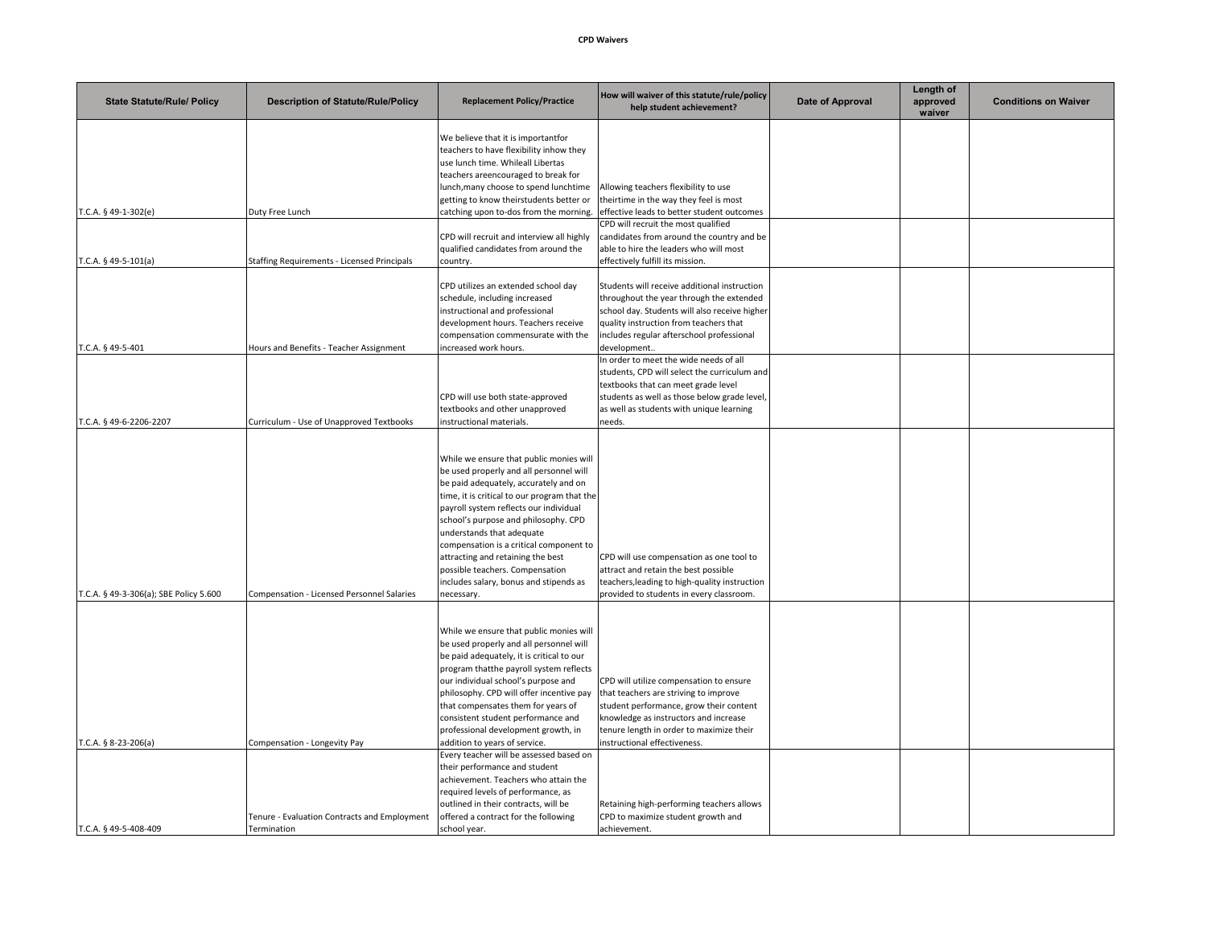**CPD Waivers**

| State Statute/Rule/ Policy | Description of Statute/Rule/Policy | Replacement Policy/Practice | How will waiver of this statute/rule/policy help student achievement? | Date of Approval | Length of approved waiver | Conditions on Waiver |
|---|---|---|---|---|---|---|
| T.C.A. § 49-1-302(e) | Duty Free Lunch | We believe that it is importantfor teachers to have flexibility inhow they use lunch time. Whileall Libertas teachers areencouraged to break for lunch,many choose to spend lunchtime getting to know theirstudents better or catching upon to-dos from the morning. | Allowing teachers flexibility to use theirtime in the way they feel is most effective leads to better student outcomes | | | |
| T.C.A. § 49-5-101(a) | Staffing Requirements - Licensed Principals | CPD will recruit and interview all highly qualified candidates from around the country. | CPD will recruit the most qualified candidates from around the country and be able to hire the leaders who will most effectively fulfill its mission. | | | |
| T.C.A. § 49-5-401 | Hours and Benefits - Teacher Assignment | CPD utilizes an extended school day schedule, including increased instructional and professional development hours. Teachers receive compensation commensurate with the increased work hours. | Students will receive additional instruction throughout the year through the extended school day. Students will also receive higher quality instruction from teachers that includes regular afterschool professional development.. | | | |
| T.C.A. § 49-6-2206-2207 | Curriculum - Use of Unapproved Textbooks | CPD will use both state-approved textbooks and other unapproved instructional materials. | In order to meet the wide needs of all students, CPD will select the curriculum and textbooks that can meet grade level students as well as those below grade level, as well as students with unique learning needs. | | | |
| T.C.A. § 49-3-306(a); SBE Policy 5.600 | Compensation - Licensed Personnel Salaries | While we ensure that public monies will be used properly and all personnel will be paid adequately, accurately and on time, it is critical to our program that the payroll system reflects our individual school's purpose and philosophy. CPD understands that adequate compensation is a critical component to attracting and retaining the best possible teachers. Compensation includes salary, bonus and stipends as necessary. | CPD will use compensation as one tool to attract and retain the best possible teachers,leading to high-quality instruction provided to students in every classroom. | | | |
| T.C.A. § 8-23-206(a) | Compensation - Longevity Pay | While we ensure that public monies will be used properly and all personnel will be paid adequately, it is critical to our program thatthe payroll system reflects our individual school's purpose and philosophy. CPD will offer incentive pay that compensates them for years of consistent student performance and professional development growth, in addition to years of service. | CPD will utilize compensation to ensure that teachers are striving to improve student performance, grow their content knowledge as instructors and increase tenure length in order to maximize their instructional effectiveness. | | | |
| T.C.A. § 49-5-408-409 | Tenure - Evaluation Contracts and Employment Termination | Every teacher will be assessed based on their performance and student achievement. Teachers who attain the required levels of performance, as outlined in their contracts, will be offered a contract for the following school year. | Retaining high-performing teachers allows CPD to maximize student growth and achievement. | | | |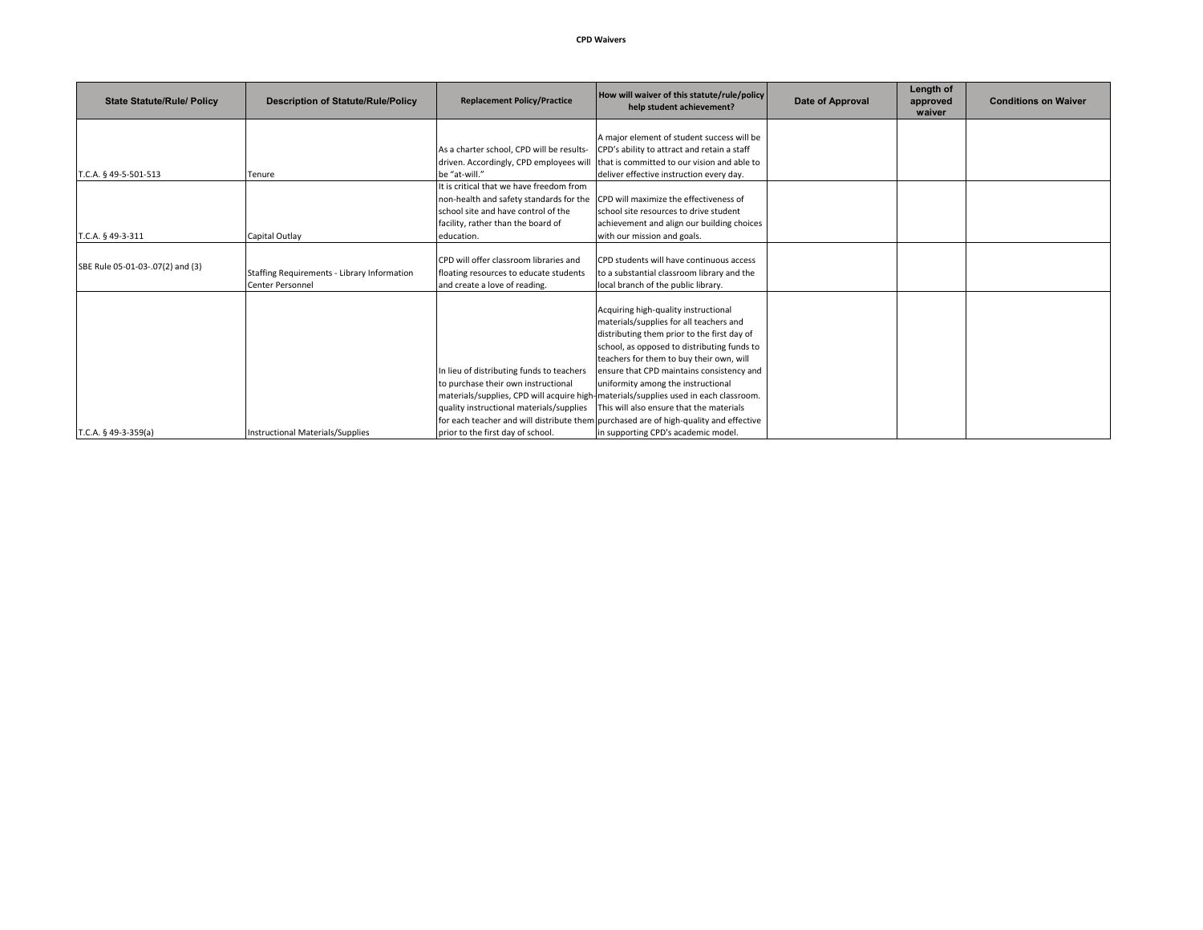**CPD Waivers**

| State Statute/Rule/ Policy | Description of Statute/Rule/Policy | Replacement Policy/Practice | How will waiver of this statute/rule/policy help student achievement? | Date of Approval | Length of approved waiver | Conditions on Waiver |
|---|---|---|---|---|---|---|
| T.C.A. § 49-5-501-513 | Tenure | As a charter school, CPD will be results-driven. Accordingly, CPD employees will be "at-will." | A major element of student success will be CPD's ability to attract and retain a staff that is committed to our vision and able to deliver effective instruction every day. | | | |
| T.C.A. § 49-3-311 | Capital Outlay | It is critical that we have freedom from non-health and safety standards for the school site and have control of the facility, rather than the board of education. | CPD will maximize the effectiveness of school site resources to drive student achievement and align our building choices with our mission and goals. | | | |
| SBE Rule 05-01-03-.07(2) and (3) | Staffing Requirements - Library Information Center Personnel | CPD will offer classroom libraries and floating resources to educate students and create a love of reading. | CPD students will have continuous access to a substantial classroom library and the local branch of the public library. | | | |
| T.C.A. § 49-3-359(a) | Instructional Materials/Supplies | In lieu of distributing funds to teachers to purchase their own instructional materials/supplies, CPD will acquire high-quality instructional materials/supplies for each teacher and will distribute them prior to the first day of school. | Acquiring high-quality instructional materials/supplies for all teachers and distributing them prior to the first day of school, as opposed to distributing funds to teachers for them to buy their own, will ensure that CPD maintains consistency and uniformity among the instructional materials/supplies used in each classroom. This will also ensure that the materials purchased are of high-quality and effective in supporting CPD's academic model. | | | |